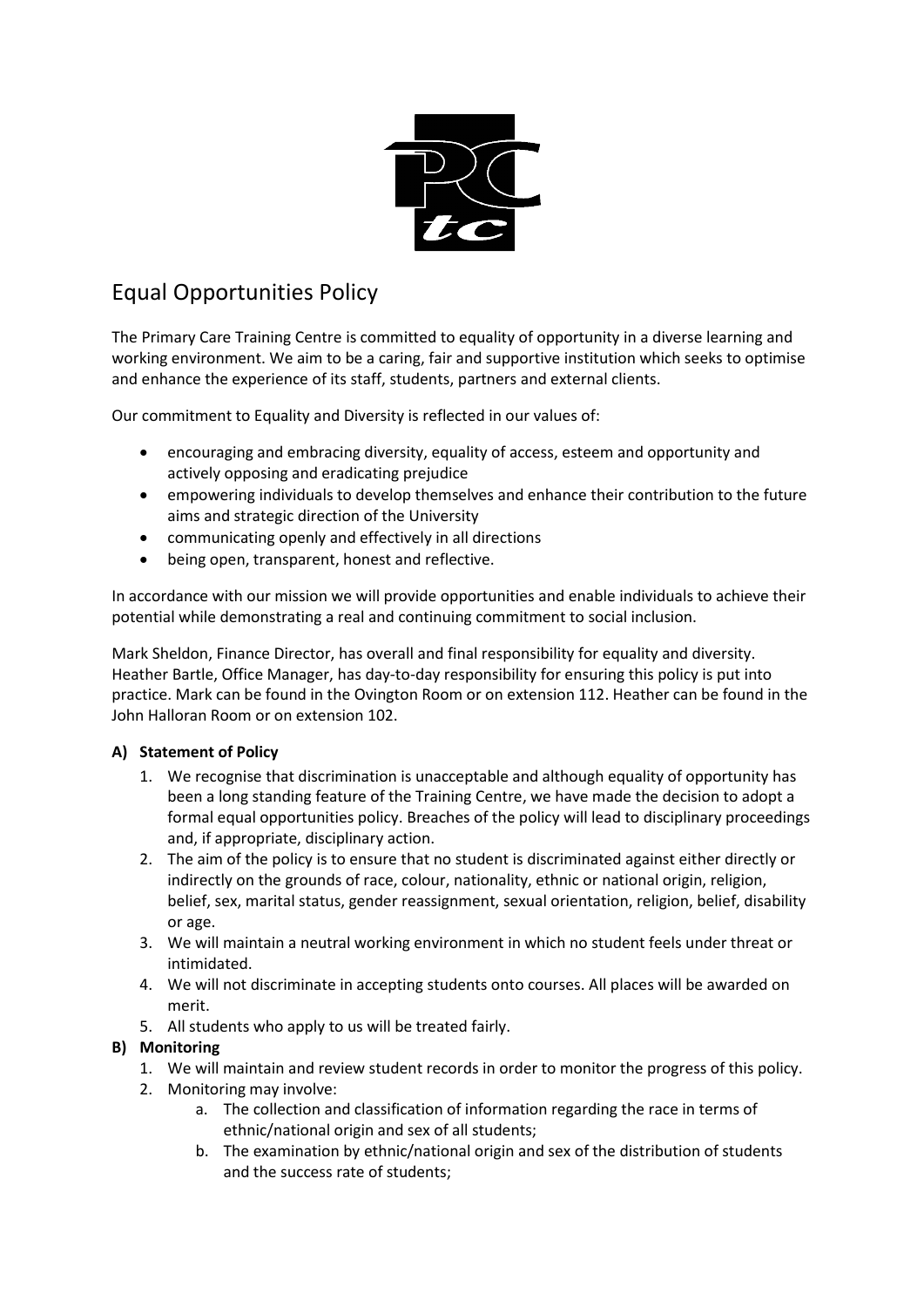# Equal Opportunities Policy

The Primary Care Training Centre is committed to equality of opportunity in a diverse learning and working environment. We aim to be a caring, fair and supportive institution which seeks to optimise and enhance the experience of its staff, students, partners and external clients.

Our commitment to Equality and Diversity is reflected in our values of:

- encouraging and embracing diversity, equality of access, esteem and opportunity and actively opposing and eradicating prejudice
- empowering individuals to develop themselves and enhance their contribution to the future aims and strategic direction of the University
- communicating openly and effectively in all directions
- being open, transparent, honest and reflective.

In accordance with our mission we will provide opportunities and enable individuals to achieve their potential while demonstrating a real and continuing commitment to social inclusion.

Mark Sheldon, Finance Director, has overall and final responsibility for equality and diversity. Heather Bartle, Office Manager, has day-to-day responsibility for ensuring this policy is put into practice. Mark can be found in the Ovington Room or on extension 112. Heather can be found in the John Halloran Room or on extension 102.

**A) Statement of Policy**

1. We recognise that discrimination is unacceptable and although equality of opportunity has been a long standing feature of the Training Centre, we have made the decision to adopt a formal equal opportunities policy. Breaches of the policy will lead to disciplinary proceedings and, if appropriate, disciplinary action.
2. The aim of the policy is to ensure that no student is discriminated against either directly or indirectly on the grounds of race, colour, nationality, ethnic or national origin, religion, belief, sex, marital status, gender reassignment, sexual orientation, religion, belief, disability or age.
3. We will maintain a neutral working environment in which no student feels under threat or intimidated.
4. We will not discriminate in accepting students onto courses. All places will be awarded on merit.
5. All students who apply to us will be treated fairly.

**B) Monitoring**

1. We will maintain and review student records in order to monitor the progress of this policy.
2. Monitoring may involve:
   a. The collection and classification of information regarding the race in terms of ethnic/national origin and sex of all students;
   b. The examination by ethnic/national origin and sex of the distribution of students and the success rate of students;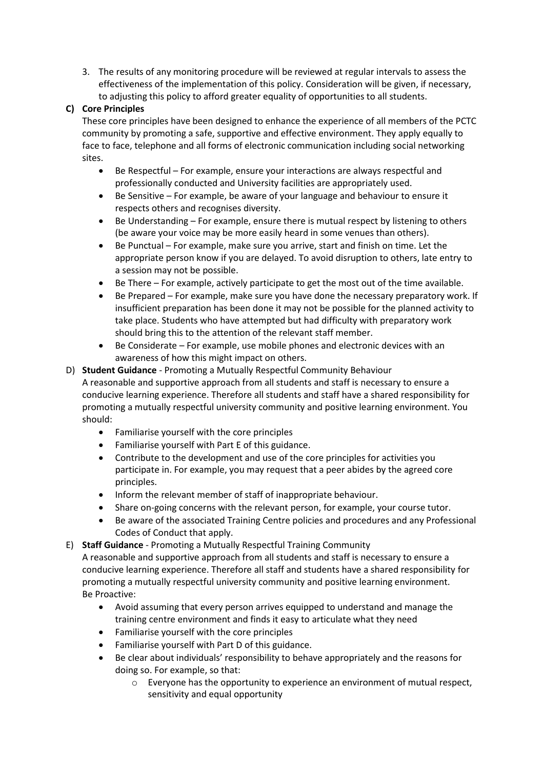3. The results of any monitoring procedure will be reviewed at regular intervals to assess the effectiveness of the implementation of this policy. Consideration will be given, if necessary, to adjusting this policy to afford greater equality of opportunities to all students.

**C) Core Principles**

These core principles have been designed to enhance the experience of all members of the PCTC community by promoting a safe, supportive and effective environment. They apply equally to face to face, telephone and all forms of electronic communication including social networking sites.

- Be Respectful – For example, ensure your interactions are always respectful and professionally conducted and University facilities are appropriately used.
- Be Sensitive – For example, be aware of your language and behaviour to ensure it respects others and recognises diversity.
- Be Understanding – For example, ensure there is mutual respect by listening to others (be aware your voice may be more easily heard in some venues than others).
- Be Punctual – For example, make sure you arrive, start and finish on time. Let the appropriate person know if you are delayed. To avoid disruption to others, late entry to a session may not be possible.
- Be There – For example, actively participate to get the most out of the time available.
- Be Prepared – For example, make sure you have done the necessary preparatory work. If insufficient preparation has been done it may not be possible for the planned activity to take place. Students who have attempted but had difficulty with preparatory work should bring this to the attention of the relevant staff member.
- Be Considerate – For example, use mobile phones and electronic devices with an awareness of how this might impact on others.

D) **Student Guidance** - Promoting a Mutually Respectful Community Behaviour

A reasonable and supportive approach from all students and staff is necessary to ensure a conducive learning experience. Therefore all students and staff have a shared responsibility for promoting a mutually respectful university community and positive learning environment. You should:

- Familiarise yourself with the core principles
- Familiarise yourself with Part E of this guidance.
- Contribute to the development and use of the core principles for activities you participate in. For example, you may request that a peer abides by the agreed core principles.
- Inform the relevant member of staff of inappropriate behaviour.
- Share on-going concerns with the relevant person, for example, your course tutor.
- Be aware of the associated Training Centre policies and procedures and any Professional Codes of Conduct that apply.

E) **Staff Guidance** - Promoting a Mutually Respectful Training Community

A reasonable and supportive approach from all students and staff is necessary to ensure a conducive learning experience. Therefore all staff and students have a shared responsibility for promoting a mutually respectful university community and positive learning environment.

Be Proactive:

- Avoid assuming that every person arrives equipped to understand and manage the training centre environment and finds it easy to articulate what they need
- Familiarise yourself with the core principles
- Familiarise yourself with Part D of this guidance.
- Be clear about individuals' responsibility to behave appropriately and the reasons for doing so. For example, so that:
    - Everyone has the opportunity to experience an environment of mutual respect, sensitivity and equal opportunity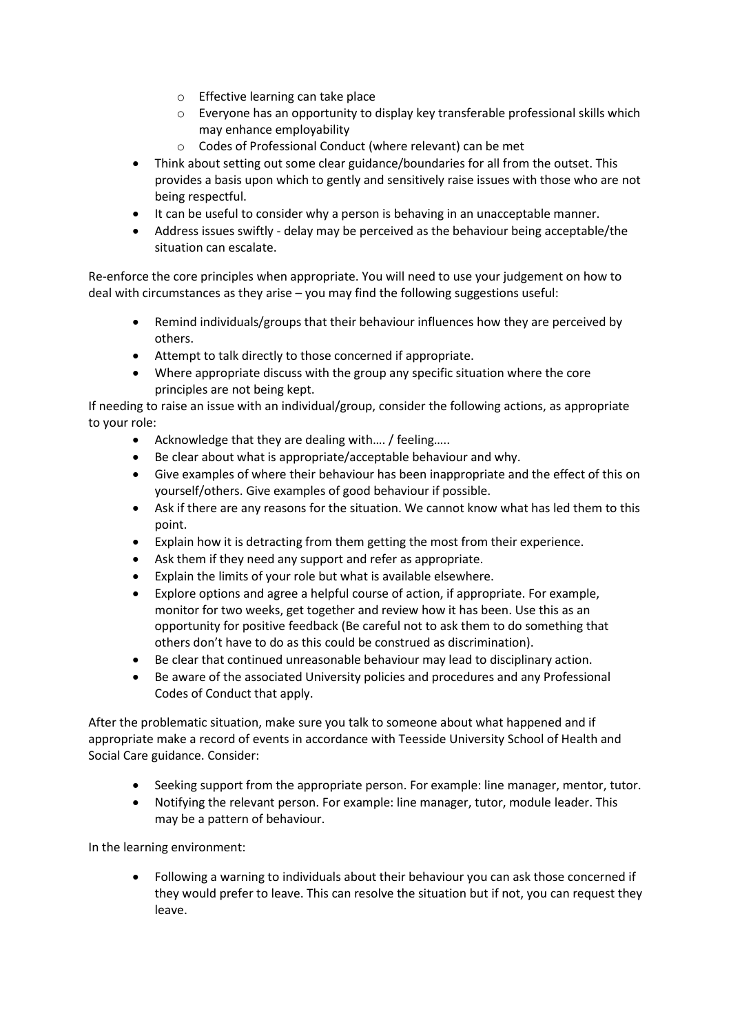- Effective learning can take place
    - Everyone has an opportunity to display key transferable professional skills which may enhance employability
    - Codes of Professional Conduct (where relevant) can be met
- Think about setting out some clear guidance/boundaries for all from the outset. This provides a basis upon which to gently and sensitively raise issues with those who are not being respectful.
- It can be useful to consider why a person is behaving in an unacceptable manner.
- Address issues swiftly - delay may be perceived as the behaviour being acceptable/the situation can escalate.

Re-enforce the core principles when appropriate. You will need to use your judgement on how to deal with circumstances as they arise – you may find the following suggestions useful:

- Remind individuals/groups that their behaviour influences how they are perceived by others.
- Attempt to talk directly to those concerned if appropriate.
- Where appropriate discuss with the group any specific situation where the core principles are not being kept.

If needing to raise an issue with an individual/group, consider the following actions, as appropriate to your role:

- Acknowledge that they are dealing with…. / feeling…..
- Be clear about what is appropriate/acceptable behaviour and why.
- Give examples of where their behaviour has been inappropriate and the effect of this on yourself/others. Give examples of good behaviour if possible.
- Ask if there are any reasons for the situation. We cannot know what has led them to this point.
- Explain how it is detracting from them getting the most from their experience.
- Ask them if they need any support and refer as appropriate.
- Explain the limits of your role but what is available elsewhere.
- Explore options and agree a helpful course of action, if appropriate. For example, monitor for two weeks, get together and review how it has been. Use this as an opportunity for positive feedback (Be careful not to ask them to do something that others don't have to do as this could be construed as discrimination).
- Be clear that continued unreasonable behaviour may lead to disciplinary action.
- Be aware of the associated University policies and procedures and any Professional Codes of Conduct that apply.

After the problematic situation, make sure you talk to someone about what happened and if appropriate make a record of events in accordance with Teesside University School of Health and Social Care guidance. Consider:

- Seeking support from the appropriate person. For example: line manager, mentor, tutor.
- Notifying the relevant person. For example: line manager, tutor, module leader. This may be a pattern of behaviour.

In the learning environment:

- Following a warning to individuals about their behaviour you can ask those concerned if they would prefer to leave. This can resolve the situation but if not, you can request they leave.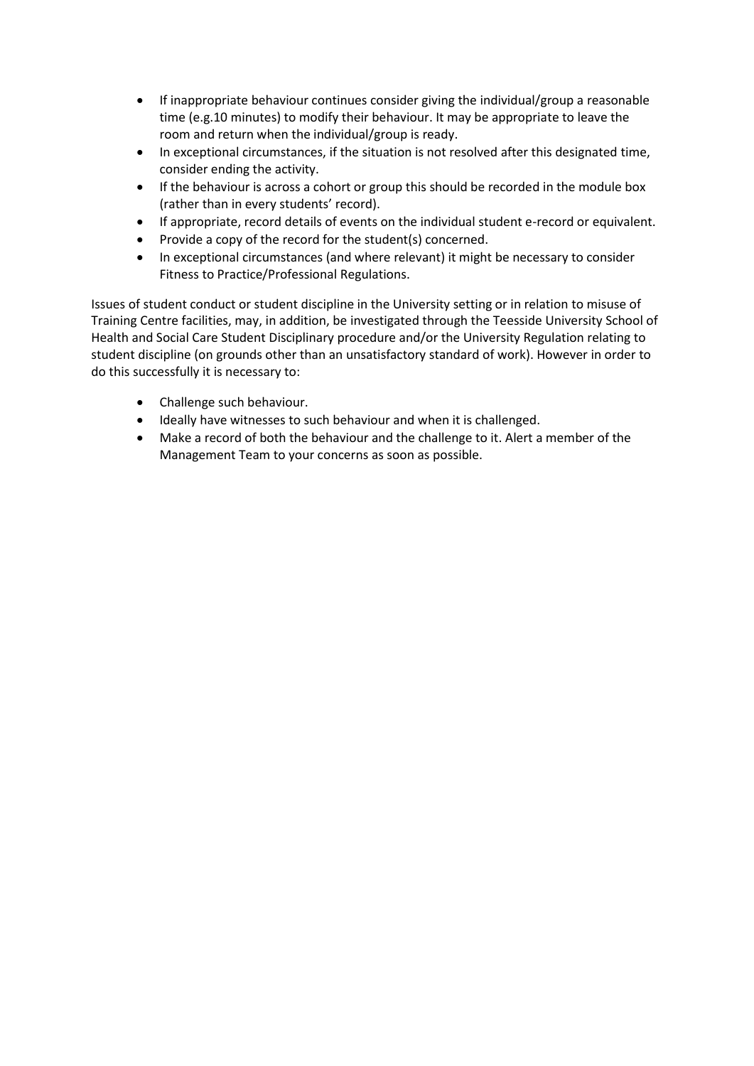- If inappropriate behaviour continues consider giving the individual/group a reasonable time (e.g.10 minutes) to modify their behaviour. It may be appropriate to leave the room and return when the individual/group is ready.
- In exceptional circumstances, if the situation is not resolved after this designated time, consider ending the activity.
- If the behaviour is across a cohort or group this should be recorded in the module box (rather than in every students' record).
- If appropriate, record details of events on the individual student e-record or equivalent.
- Provide a copy of the record for the student(s) concerned.
- In exceptional circumstances (and where relevant) it might be necessary to consider Fitness to Practice/Professional Regulations.

Issues of student conduct or student discipline in the University setting or in relation to misuse of Training Centre facilities, may, in addition, be investigated through the Teesside University School of Health and Social Care Student Disciplinary procedure and/or the University Regulation relating to student discipline (on grounds other than an unsatisfactory standard of work). However in order to do this successfully it is necessary to:

- Challenge such behaviour.
- Ideally have witnesses to such behaviour and when it is challenged.
- Make a record of both the behaviour and the challenge to it. Alert a member of the Management Team to your concerns as soon as possible.